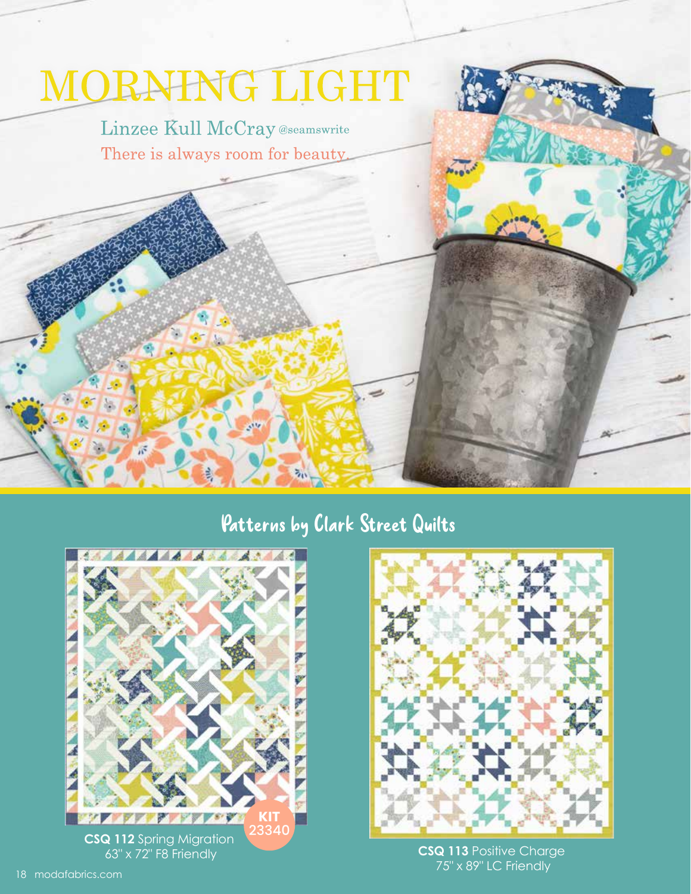# MORNING LIGHT

Linzee Kull McCray @seamswrite

There is always room for beauty.

## Patterns by Clark Street Quilts

**CSQ 112** Spring Migration
63" x 72" F8 Friendly

KIT 23340

**CSQ 113** Positive Charge
75" x 89" LC Friendly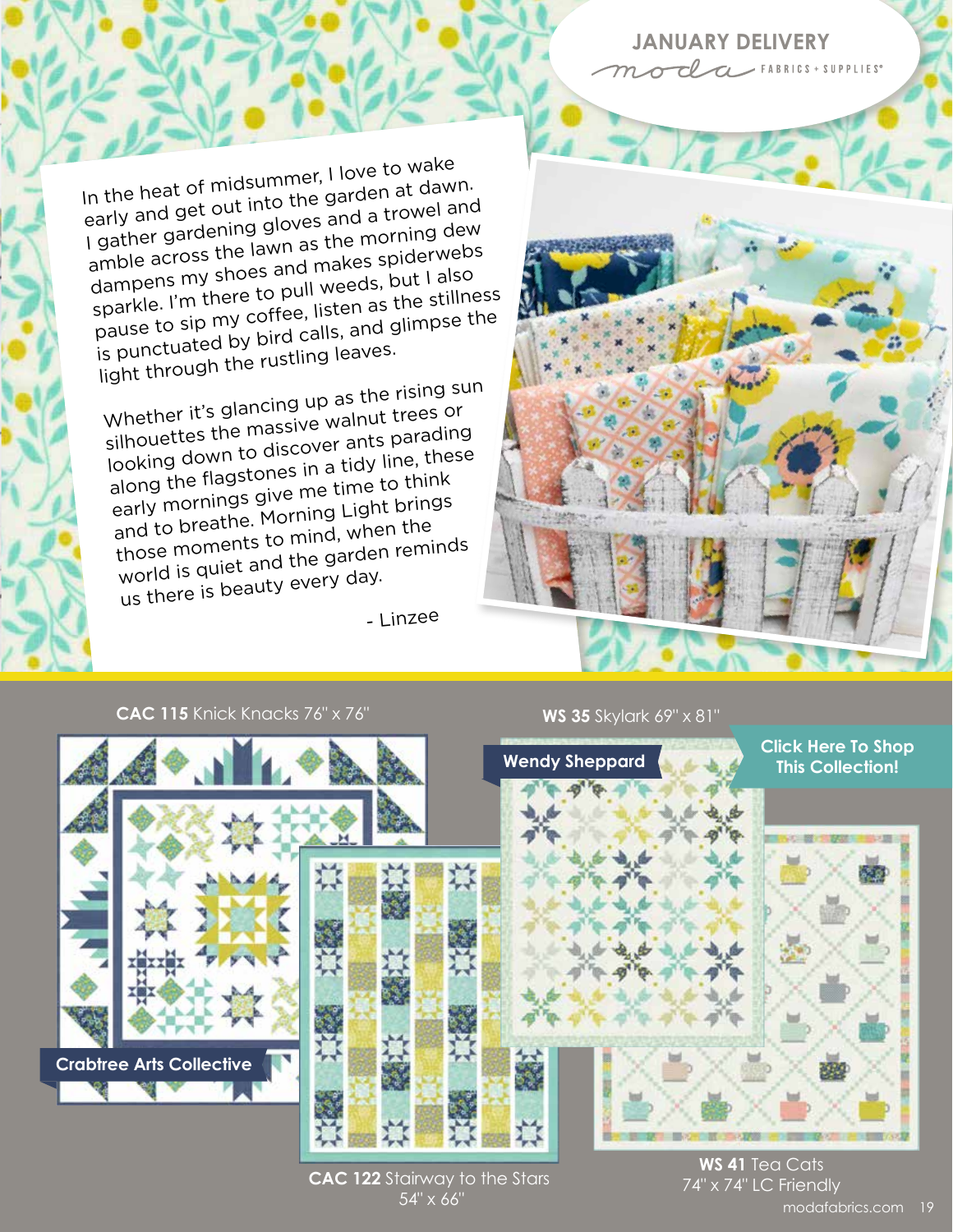## JANUARY DELIVERY

moda FABRICS + SUPPLIES®

In the heat of midsummer, I love to wake early and get out into the garden at dawn. I gather gardening gloves and a trowel and amble across the lawn as the morning dew dampens my shoes and makes spiderwebs sparkle. I'm there to pull weeds, but I also pause to sip my coffee, listen as the stillness is punctuated by bird calls, and glimpse the light through the rustling leaves.

Whether it's glancing up as the rising sun silhouettes the massive walnut trees or looking down to discover ants parading along the flagstones in a tidy line, these early mornings give me time to think and to breathe. Morning Light brings those moments to mind, when the world is quiet and the garden reminds us there is beauty every day.

- Linzee

**CAC 115** Knick Knacks 76" x 76"

**WS 35** Skylark 69" x 81"

**Wendy Sheppard**

**Click Here To Shop This Collection!**

**Crabtree Arts Collective**

**CAC 122** Stairway to the Stars 54" x 66"

**WS 41** Tea Cats 74" x 74" LC Friendly

modafabrics.com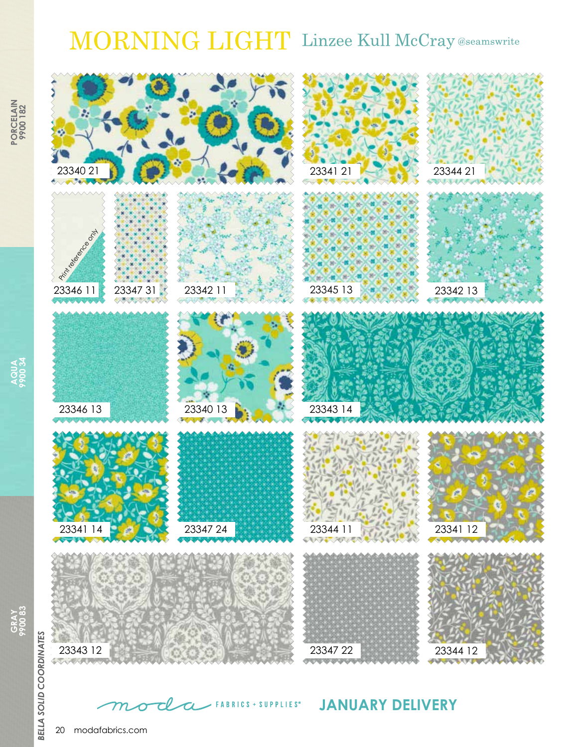# MORNING LIGHT Linzee Kull McCray @seamswrite

23340 21

23341 21

23344 21

Print reference only

23346 11

23347 31

23342 11

23345 13

23342 13

23346 13

23340 13

23343 14

23341 14

23347 24

23344 11

23341 12

23343 12

23347 22

23344 12

PORCELAIN 9900 182

AQUA 9900 34

GRAY 9900 83

BELLA SOLID COORDINATES

moda FABRICS + SUPPLIES®

**JANUARY DELIVERY**

modafabrics.com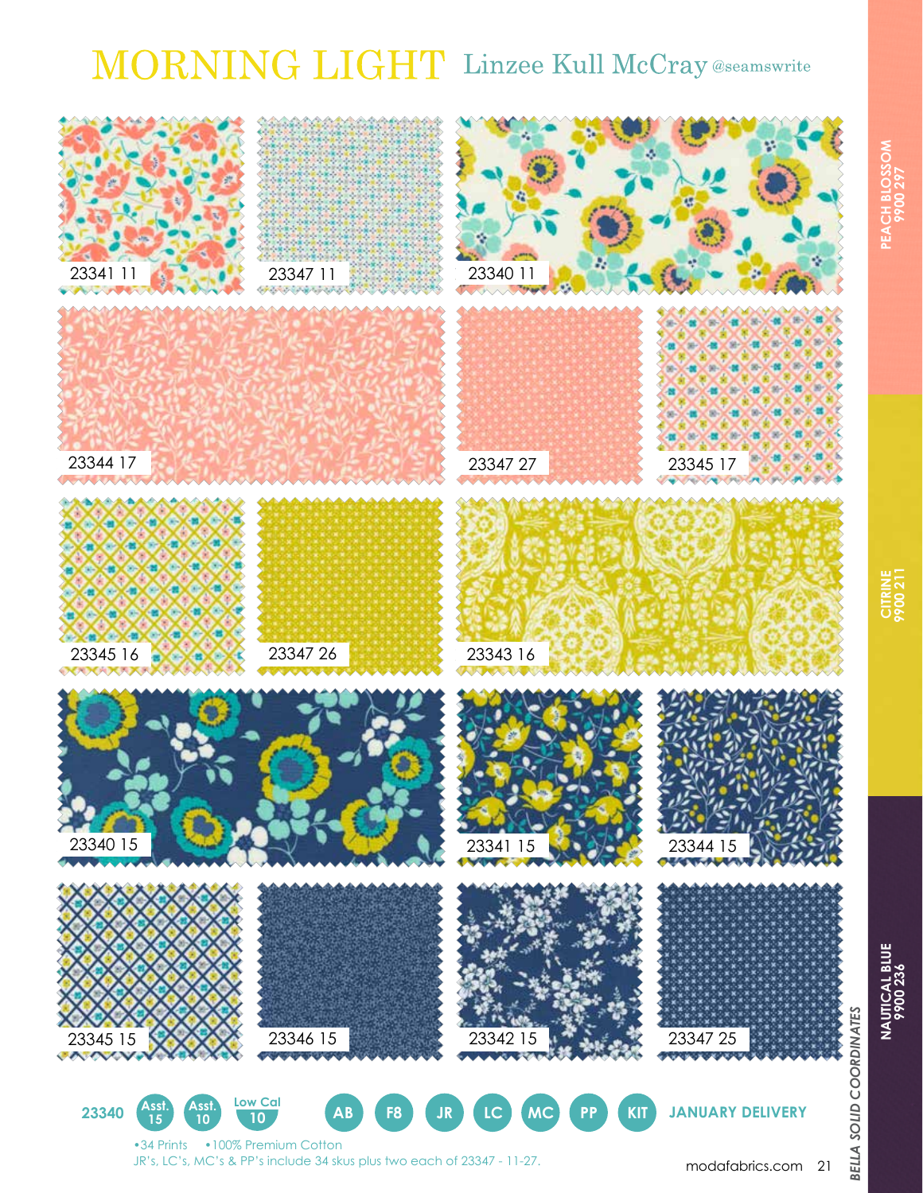# MORNING LIGHT Linzee Kull McCray @seamswrite

23341 11

23347 11

23340 11

23344 17

23347 27

23345 17

23345 16

23347 26

23343 16

23340 15

23341 15

23344 15

23345 15

23346 15

23342 15

23347 25

PEACH BLOSSOM 9900 297

CITRINE 9900 211

NAUTICAL BLUE 9900 236

BELLA SOLID COORDINATES

23340 Asst. 15 Asst. 10 Low Cal 10 AB F8 JR LC MC PP KIT **JANUARY DELIVERY**

•34 Prints •100% Premium Cotton

JR's, LC's, MC's & PP's include 34 skus plus two each of 23347 - 11-27.

modafabrics.com